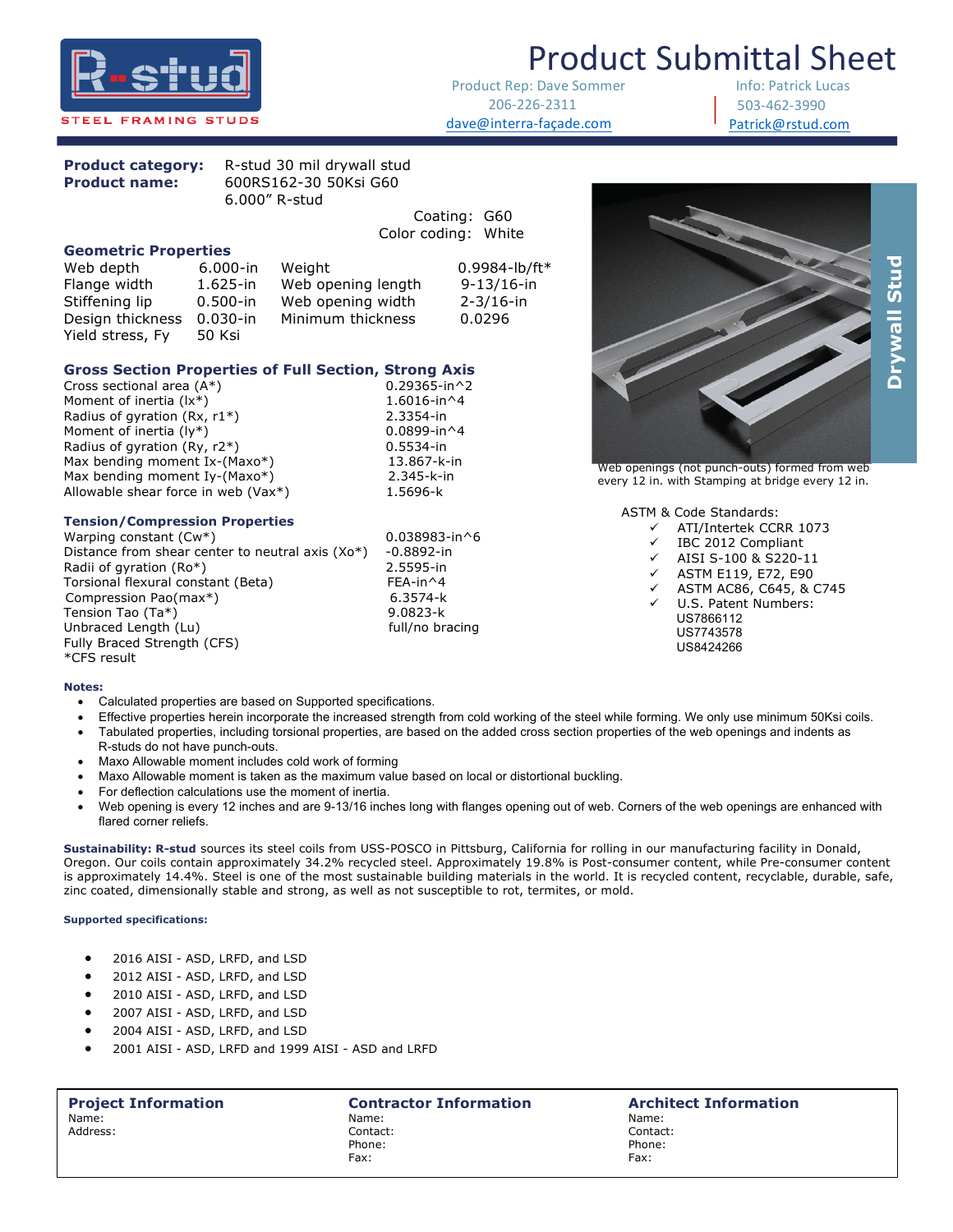# Product Submittal Sheet

R-stud
STEEL FRAMING STUDS

Product Rep: Dave Sommer
206-226-2311
dave@interra-façade.com

Info: Patrick Lucas
503-462-3990
Patrick@rstud.com

**Product category:** R-stud 30 mil drywall stud
**Product name:** 600RS162-30 50Ksi G60
6.000" R-stud

Coating: G60
Color coding: White

## Geometric Properties

| | | | |
|---|---|---|---|
| Web depth | 6.000-in | Weight | 0.9984-lb/ft* |
| Flange width | 1.625-in | Web opening length | 9-13/16-in |
| Stiffening lip | 0.500-in | Web opening width | 2-3/16-in |
| Design thickness | 0.030-in | Minimum thickness | 0.0296 |
| Yield stress, Fy | 50 Ksi | | |

## Gross Section Properties of Full Section, Strong Axis

| | |
|---|---|
| Cross sectional area (A*) | 0.29365-in^2 |
| Moment of inertia (Ix*) | 1.6016-in^4 |
| Radius of gyration (Rx, r1*) | 2.3354-in |
| Moment of inertia (Iy*) | 0.0899-in^4 |
| Radius of gyration (Ry, r2*) | 0.5534-in |
| Max bending moment Ix-(Maxo*) | 13.867-k-in |
| Max bending moment Iy-(Maxo*) | 2.345-k-in |
| Allowable shear force in web (Vax*) | 1.5696-k |

## Tension/Compression Properties

| | |
|---|---|
| Warping constant (Cw*) | 0.038983-in^6 |
| Distance from shear center to neutral axis (Xo*) | -0.8892-in |
| Radii of gyration (Ro*) | 2.5595-in |
| Torsional flexural constant (Beta) | FEA-in^4 |
| Compression Pao(max*) | 6.3574-k |
| Tension Tao (Ta*) | 9.0823-k |
| Unbraced Length (Lu) | full/no bracing |
| Fully Braced Strength (CFS) | |

*CFS result

Drywall Stud

Web openings (not punch-outs) formed from web every 12 in. with Stamping at bridge every 12 in.

ASTM & Code Standards:

- ✓ ATI/Intertek CCRR 1073
- ✓ IBC 2012 Compliant
- ✓ AISI S-100 & S220-11
- ✓ ASTM E119, E72, E90
- ✓ ASTM AC86, C645, & C745
- ✓ U.S. Patent Numbers:
  US7866112
  US7743578
  US8424266

**Notes:**

- Calculated properties are based on Supported specifications.
- Effective properties herein incorporate the increased strength from cold working of the steel while forming. We only use minimum 50Ksi coils.
- Tabulated properties, including torsional properties, are based on the added cross section properties of the web openings and indents as R-studs do not have punch-outs.
- Maxo Allowable moment includes cold work of forming
- Maxo Allowable moment is taken as the maximum value based on local or distortional buckling.
- For deflection calculations use the moment of inertia.
- Web opening is every 12 inches and are 9-13/16 inches long with flanges opening out of web. Corners of the web openings are enhanced with flared corner reliefs.

**Sustainability: R-stud** sources its steel coils from USS-POSCO in Pittsburg, California for rolling in our manufacturing facility in Donald, Oregon. Our coils contain approximately 34.2% recycled steel. Approximately 19.8% is Post-consumer content, while Pre-consumer content is approximately 14.4%. Steel is one of the most sustainable building materials in the world. It is recycled content, recyclable, durable, safe, zinc coated, dimensionally stable and strong, as well as not susceptible to rot, termites, or mold.

**Supported specifications:**

- 2016 AISI - ASD, LRFD, and LSD
- 2012 AISI - ASD, LRFD, and LSD
- 2010 AISI - ASD, LRFD, and LSD
- 2007 AISI - ASD, LRFD, and LSD
- 2004 AISI - ASD, LRFD, and LSD
- 2001 AISI - ASD, LRFD and 1999 AISI - ASD and LRFD

| Project Information | Contractor Information | Architect Information |
|---|---|---|
| Name: | Name: | Name: |
| Address: | Contact: | Contact: |
| | Phone: | Phone: |
| | Fax: | Fax: |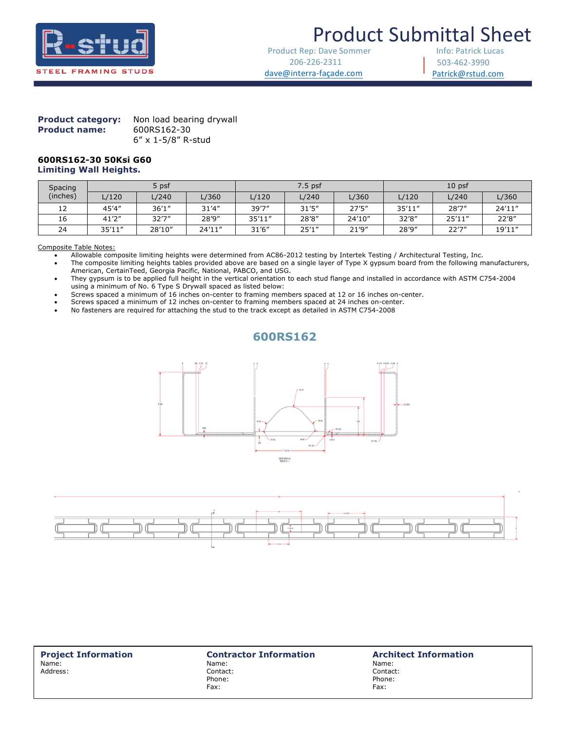# Product Submittal Sheet

Product Rep: Dave Sommer
206-226-2311
dave@interra-façade.com

Info: Patrick Lucas
503-462-3990
Patrick@rstud.com

**Product category:** Non load bearing drywall
**Product name:** 600RS162-30
6" x 1-5/8" R-stud

**600RS162-30 50Ksi G60**
**Limiting Wall Heights.**

| Spacing (inches) | 5 psf | | | 7.5 psf | | | 10 psf | | |
|---|---|---|---|---|---|---|---|---|---|
| | L/120 | L/240 | L/360 | L/120 | L/240 | L/360 | L/120 | L/240 | L/360 |
| 12 | 45'4" | 36'1" | 31'4" | 39'7" | 31'5" | 27'5" | 35'11" | 28'7" | 24'11" |
| 16 | 41'2" | 32'7" | 28'9" | 35'11" | 28'8" | 24'10" | 32'8" | 25'11" | 22'8" |
| 24 | 35'11" | 28'10" | 24'11" | 31'6" | 25'1" | 21'9" | 28'9" | 22'7" | 19'11" |

Composite Table Notes:

- Allowable composite limiting heights were determined from AC86-2012 testing by Intertek Testing / Architectural Testing, Inc.
- The composite limiting heights tables provided above are based on a single layer of Type X gypsum board from the following manufacturers, American, CertainTeed, Georgia Pacific, National, PABCO, and USG.
- They gypsum is to be applied full height in the vertical orientation to each stud flange and installed in accordance with ASTM C754-2004 using a minimum of No. 6 Type S Drywall spaced as listed below:
- Screws spaced a minimum of 16 inches on-center to framing members spaced at 12 or 16 inches on-center.
- Screws spaced a minimum of 12 inches on-center to framing members spaced at 24 inches on-center.
- No fasteners are required for attaching the stud to the track except as detailed in ASTM C754-2008

## 600RS162

| Project Information | Contractor Information | Architect Information |
|---|---|---|
| Name: | Name: | Name: |
| Address: | Contact: | Contact: |
| | Phone: | Phone: |
| | Fax: | Fax: |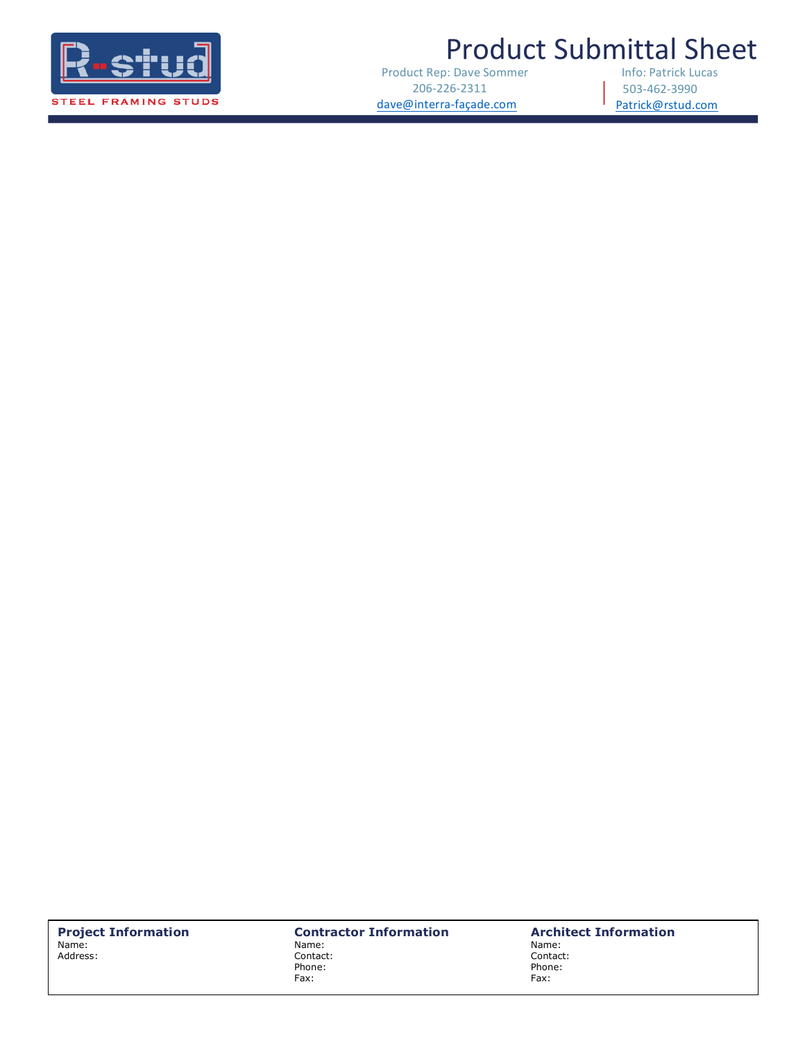R-stud

STEEL FRAMING STUDS

# Product Submittal Sheet

Product Rep: Dave Sommer
206-226-2311
dave@interra-façade.com

Info: Patrick Lucas
503-462-3990
Patrick@rstud.com

| **Project Information** | **Contractor Information** | **Architect Information** |
|---|---|---|
| Name: | Name: | Name: |
| Address: | Contact: | Contact: |
| | Phone: | Phone: |
| | Fax: | Fax: |